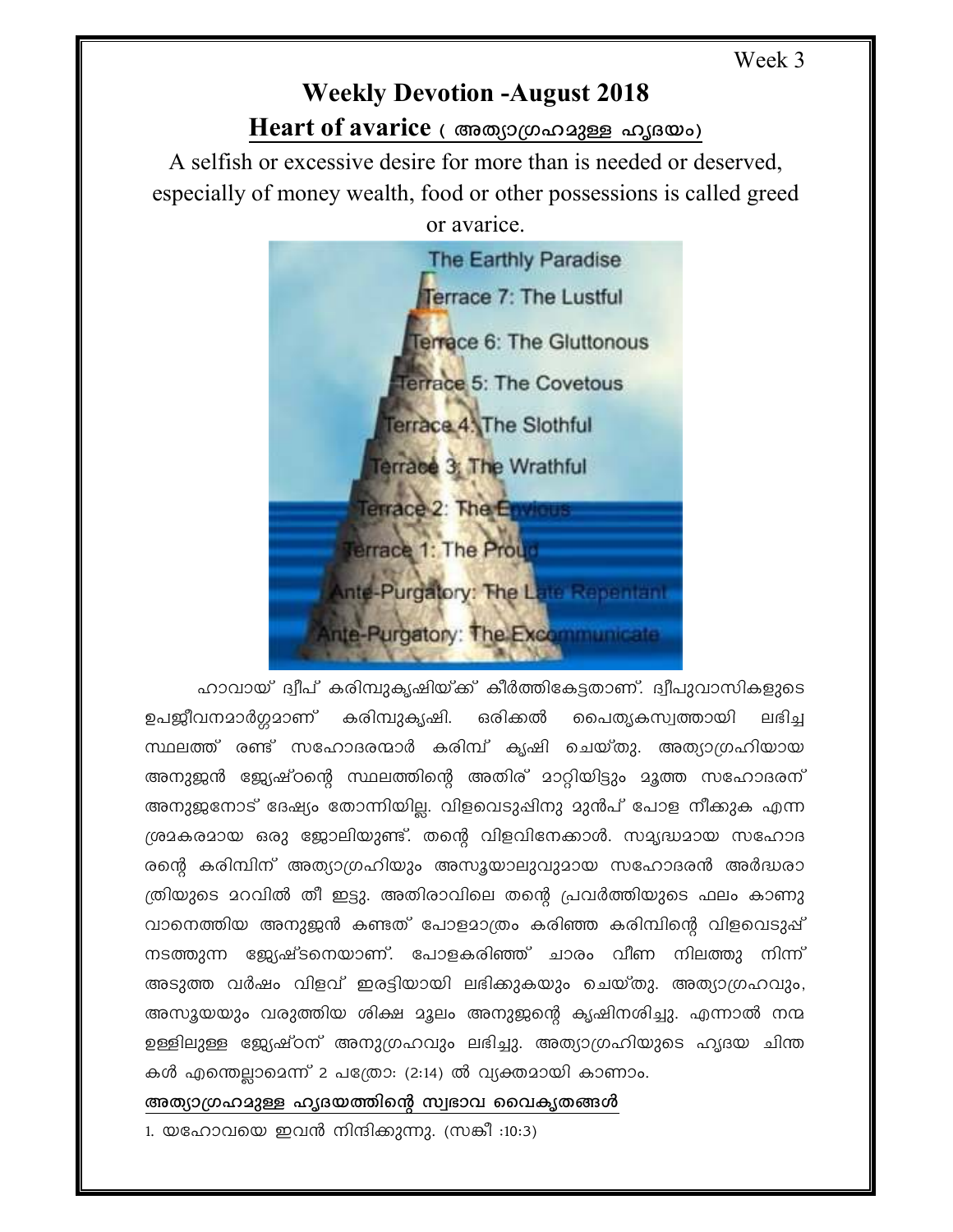Week 3

# Weekly Devotion -August 2018

## Heart of avarice ( അത്യാഗ്രഹമുള്ള ഹൃദയം)

A selfish or excessive desire for more than is needed or deserved, especially of money wealth, food or other possessions is called greed or avarice.

ഹാവായ് ദ്വീപ് കരിമ്പുകൃഷിയ്ക്ക് കീർത്തികേട്ടതാണ്. ദ്വീപുവാസികളുടെ ഉപജീവനമാർഗ്ഗമാണ് കരിമ്പുകൃഷി. ഒരിക്കൽ പൈതൃകസ്വത്തായി ലഭിച്ച സ്ഥലത്ത് രണ്ട് സഹോദരന്മാർ കരിമ്പ് കൃഷി ചെയ്തു. അത്യാഗ്രഹിയായ അനുജൻ ജ്യേഷ്ഠന്റെ സ്ഥലത്തിന്റെ അതിര് മാറ്റിയിട്ടും മൂത്ത സഹോദരന് അനുജനോട് ദേഷ്യം തോന്നിയില്ല. വിളവെടുപ്പിനു മുൻപ് പോള നീക്കുക എന്ന ശ്രമകരമായ ഒരു ജോലിയുണ്ട്. തന്റെ വിളവിനേക്കാൾ. സമൃദ്ധമായ സഹോദരന്റെ കരിമ്പിന് അത്യാഗ്രഹിയും അസൂയാലുവുമായ സഹോദരൻ അർദ്ധരാത്രിയുടെ മറവിൽ തീ ഇട്ടു. അതിരാവിലെ തന്റെ പ്രവർത്തിയുടെ ഫലം കാണുവാനെത്തിയ അനുജൻ കണ്ടത് പോളമാത്രം കരിഞ്ഞ കരിമ്പിന്റെ വിളവെടുപ്പ് നടത്തുന്ന ജ്യേഷ്ടനെയാണ്. പോളകരിഞ്ഞ് ചാരം വീണ നിലത്തു നിന്ന് അടുത്ത വർഷം വിളവ് ഇരട്ടിയായി ലഭിക്കുകയും ചെയ്തു. അത്യാഗ്രഹവും, അസൂയയും വരുത്തിയ ശിക്ഷ മൂലം അനുജന്റെ കൃഷിനശിച്ചു. എന്നാൽ നന്മ ഉള്ളിലുള്ള ജ്യേഷ്ഠന് അനുഗ്രഹവും ലഭിച്ചു. അത്യാഗ്രഹിയുടെ ഹൃദയ ചിന്തകൾ എന്തെല്ലാമെന്ന് 2 പത്രോ: (2:14) ൽ വ്യക്തമായി കാണാം.

**അത്യാഗ്രഹമുള്ള ഹൃദയത്തിന്റെ സ്വഭാവ വൈകൃതങ്ങൾ**

1. യഹോവയെ ഇവൻ നിന്ദിക്കുന്നു. (സങ്കീ :10:3)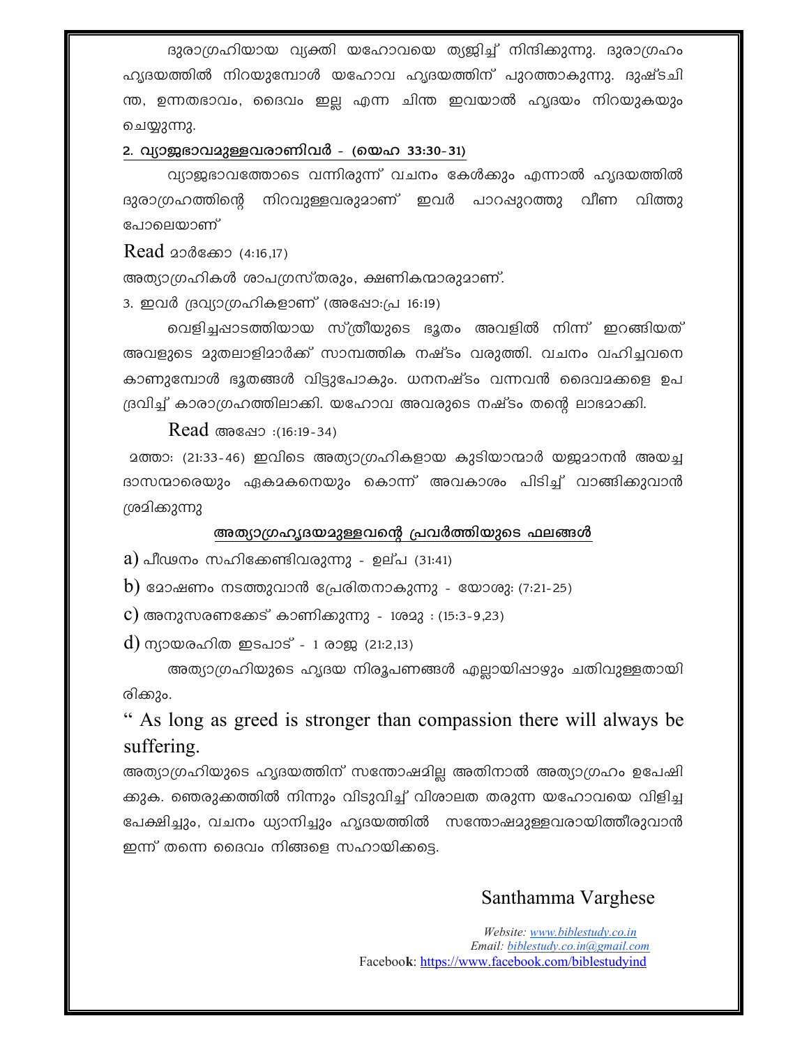ദുരാഗ്രഹിയായ വ്യക്തി യഹോവയെ ത്യജിച്ച് നിന്ദിക്കുന്നു. ദുരാഗ്രഹം ഹൃദയത്തിൽ നിറയുമ്പോൾ യഹോവ ഹൃദയത്തിന് പുറത്താകുന്നു. ദുഷ്ടചിന്ത, ഉന്നതഭാവം, ദൈവം ഇല്ല എന്ന ചിന്ത ഇവയാൽ ഹൃദയം നിറയുകയും ചെയ്യുന്നു.

**2. വ്യാജഭാവമുള്ളവരാണിവർ - (യെഹ 33:30-31)**

വ്യാജഭാവത്തോടെ വന്നിരുന്ന് വചനം കേൾക്കും എന്നാൽ ഹൃദയത്തിൽ ദുരാഗ്രഹത്തിന്റെ നിറവുള്ളവരുമാണ് ഇവർ പാറപ്പുറത്തു വീണ വിത്തു പോലെയാണ്

Read മാർക്കോ (4:16,17)

അത്യാഗ്രഹികൾ ശാപഗ്രസ്തരും, ക്ഷണികന്മാരുമാണ്.

3. ഇവർ ദ്രവ്യാഗ്രഹികളാണ് (അപ്പോ:പ്ര 16:19)

വെളിച്ചപ്പാടത്തിയായ സ്ത്രീയുടെ ഭൂതം അവളിൽ നിന്ന് ഇറങ്ങിയത് അവളുടെ മുതലാളിമാർക്ക് സാമ്പത്തിക നഷ്ടം വരുത്തി. വചനം വഹിച്ചവനെ കാണുമ്പോൾ ഭൂതങ്ങൾ വിട്ടുപോകും. ധനനഷ്ടം വന്നവൻ ദൈവമക്കളെ ഉപദ്രവിച്ച് കാരാഗ്രഹത്തിലാക്കി. യഹോവ അവരുടെ നഷ്ടം തന്റെ ലാഭമാക്കി.

Read അപ്പോ :(16:19-34)

മത്താ: (21:33-46) ഇവിടെ അത്യാഗ്രഹികളായ കുടിയാന്മാർ യജമാനൻ അയച്ച ദാസന്മാരെയും ഏകമകനെയും കൊന്ന് അവകാശം പിടിച്ച് വാങ്ങിക്കുവാൻ ശ്രമിക്കുന്നു

**അത്യാഗ്രഹൃദയമുള്ളവന്റെ പ്രവർത്തിയുടെ ഫലങ്ങൾ**

a) പീഢനം സഹിക്കേണ്ടിവരുന്നു - ഉല്പ (31:41)

b) മോഷണം നടത്തുവാൻ പ്രേരിതനാകുന്നു - യോശു: (7:21-25)

c) അനുസരണക്കേട് കാണിക്കുന്നു - 1ശമു : (15:3-9,23)

d) ന്യായരഹിത ഇടപാട് - 1 രാജ (21:2,13)

അത്യാഗ്രഹിയുടെ ഹൃദയ നിരൂപണങ്ങൾ എല്ലായിപ്പോഴും ചതിവുള്ളതായിരിക്കും.

" As long as greed is stronger than compassion there will always be suffering.

അത്യാഗ്രഹിയുടെ ഹൃദയത്തിന് സന്തോഷമില്ല അതിനാൽ അത്യാഗ്രഹം ഉപേക്ഷിക്കുക. ഞെരുക്കത്തിൽ നിന്നും വിടുവിച്ച് വിശാലത തരുന്ന യഹോവയെ വിളിച്ചപേക്ഷിച്ചും, വചനം ധ്യാനിച്ചും ഹൃദയത്തിൽ സന്തോഷമുള്ളവരായിത്തീരുവാൻ ഇന്ന് തന്നെ ദൈവം നിങ്ങളെ സഹായിക്കട്ടെ.

Santhamma Varghese

*Website: www.biblestudy.co.in*
*Email: biblestudy.co.in@gmail.com*
Facebook: https://www.facebook.com/biblestudyind